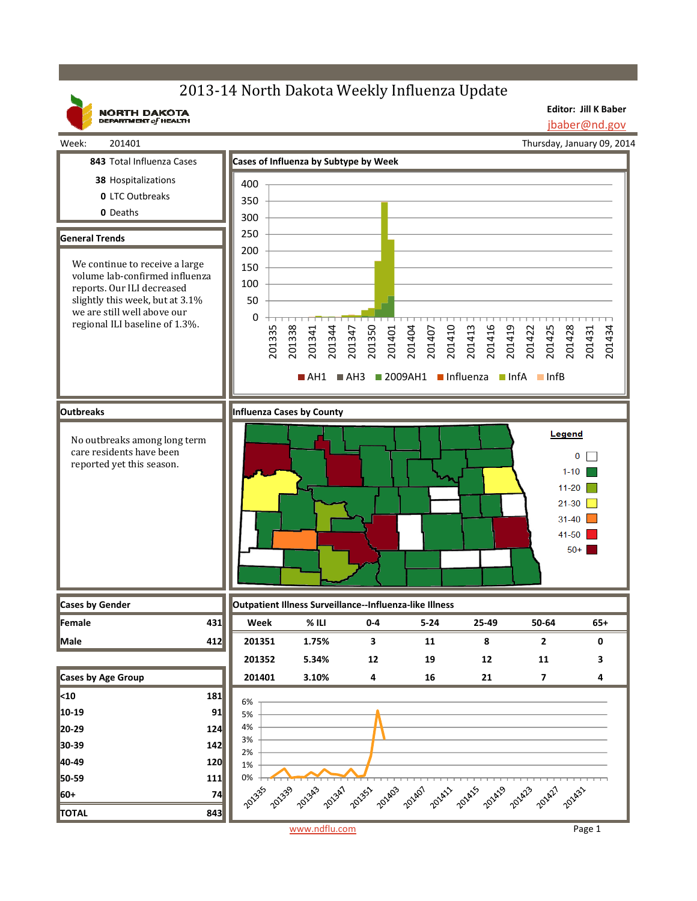# 2013-14 North Dakota Weekly Influenza Update

NORTH DAKOTA DEPARTMENT of HEALTH

**Editor: Jill K Baber**
jbaber@nd.gov

Week: 201401 — Thursday, January 09, 2014

**843** Total Influenza Cases
**38** Hospitalizations
**0** LTC Outbreaks
**0** Deaths

## General Trends

We continue to receive a large volume lab-confirmed influenza reports. Our ILI decreased slightly this week, but at 3.1% we are still well above our regional ILI baseline of 1.3%.

## Cases of Influenza by Subtype by Week

AH1 | AH3 | 2009AH1 | Influenza | InfA | InfB

## Outbreaks

No outbreaks among long term care residents have been reported yet this season.

## Influenza Cases by County

Legend: 0; 1-10; 11-20; 21-30; 31-40; 41-50; 50+

## Cases by Gender

| Gender | Cases |
|---|---|
| Female | 431 |
| Male | 412 |

## Cases by Age Group

| Age Group | Cases |
|---|---|
| <10 | 181 |
| 10-19 | 91 |
| 20-29 | 124 |
| 30-39 | 142 |
| 40-49 | 120 |
| 50-59 | 111 |
| 60+ | 74 |
| **TOTAL** | **843** |

## Outpatient Illness Surveillance--Influenza-like Illness

| Week | % ILI | 0-4 | 5-24 | 25-49 | 50-64 | 65+ |
|---|---|---|---|---|---|---|
| 201351 | 1.75% | 3 | 11 | 8 | 2 | 0 |
| 201352 | 5.34% | 12 | 19 | 12 | 11 | 3 |
| 201401 | 3.10% | 4 | 16 | 21 | 7 | 4 |

www.ndflu.com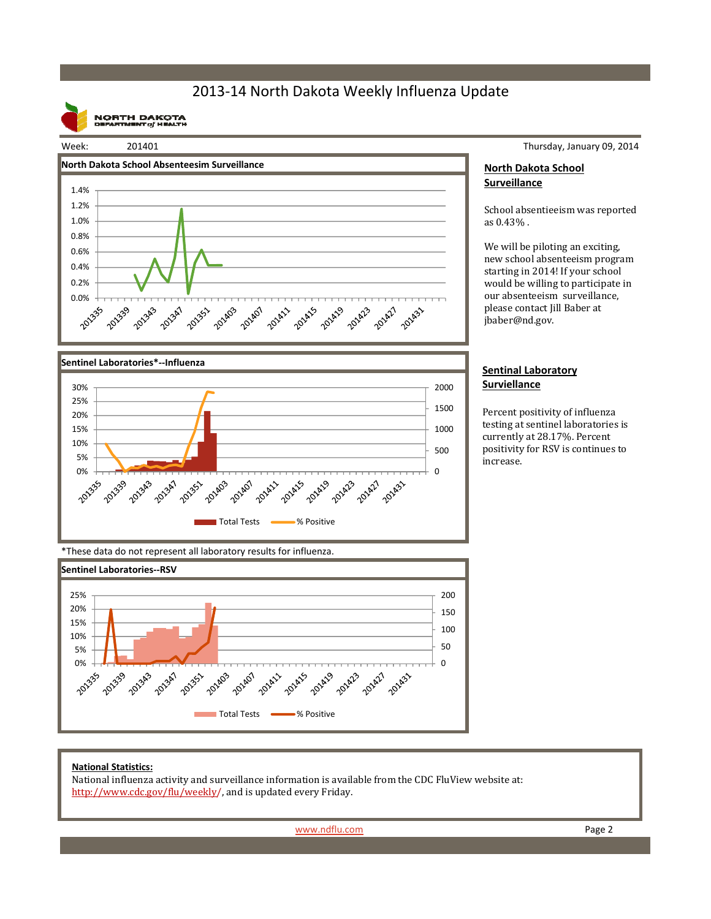# 2013-14 North Dakota Weekly Influenza Update

NORTH DAKOTA DEPARTMENT of HEALTH

Week: 201401

Thursday, January 09, 2014

**North Dakota School Absenteesim Surveillance**

1.4%
1.2%
1.0%
0.8%
0.6%
0.4%
0.2%
0.0%

201335 201339 201343 201347 201351 201403 201407 201411 201415 201419 201423 201427 201431

**Sentinel Laboratories*--Influenza**

30%
25%
20%
15%
10%
5%
0%

2000
1500
1000
500
0

201335 201339 201343 201347 201351 201403 201407 201411 201415 201419 201423 201427 201431

Total Tests
% Positive

*These data do not represent all laboratory results for influenza.

**Sentinel Laboratories--RSV**

25%
20%
15%
10%
5%
0%

200
150
100
50
0

201335 201339 201343 201347 201351 201403 201407 201411 201415 201419 201423 201427 201431

Total Tests
% Positive

## North Dakota School Surveillance

School absentieeism was reported as 0.43% .

We will be piloting an exciting, new school absenteeism program starting in 2014! If your school would be willing to participate in our absenteeism surveillance, please contact Jill Baber at jbaber@nd.gov.

## Sentinal Laboratory Surviellance

Percent positivity of influenza testing at sentinel laboratories is currently at 28.17%. Percent positivity for RSV is continues to increase.

**National Statistics:**
National influenza activity and surveillance information is available from the CDC FluView website at: http://www.cdc.gov/flu/weekly/, and is updated every Friday.

www.ndflu.com